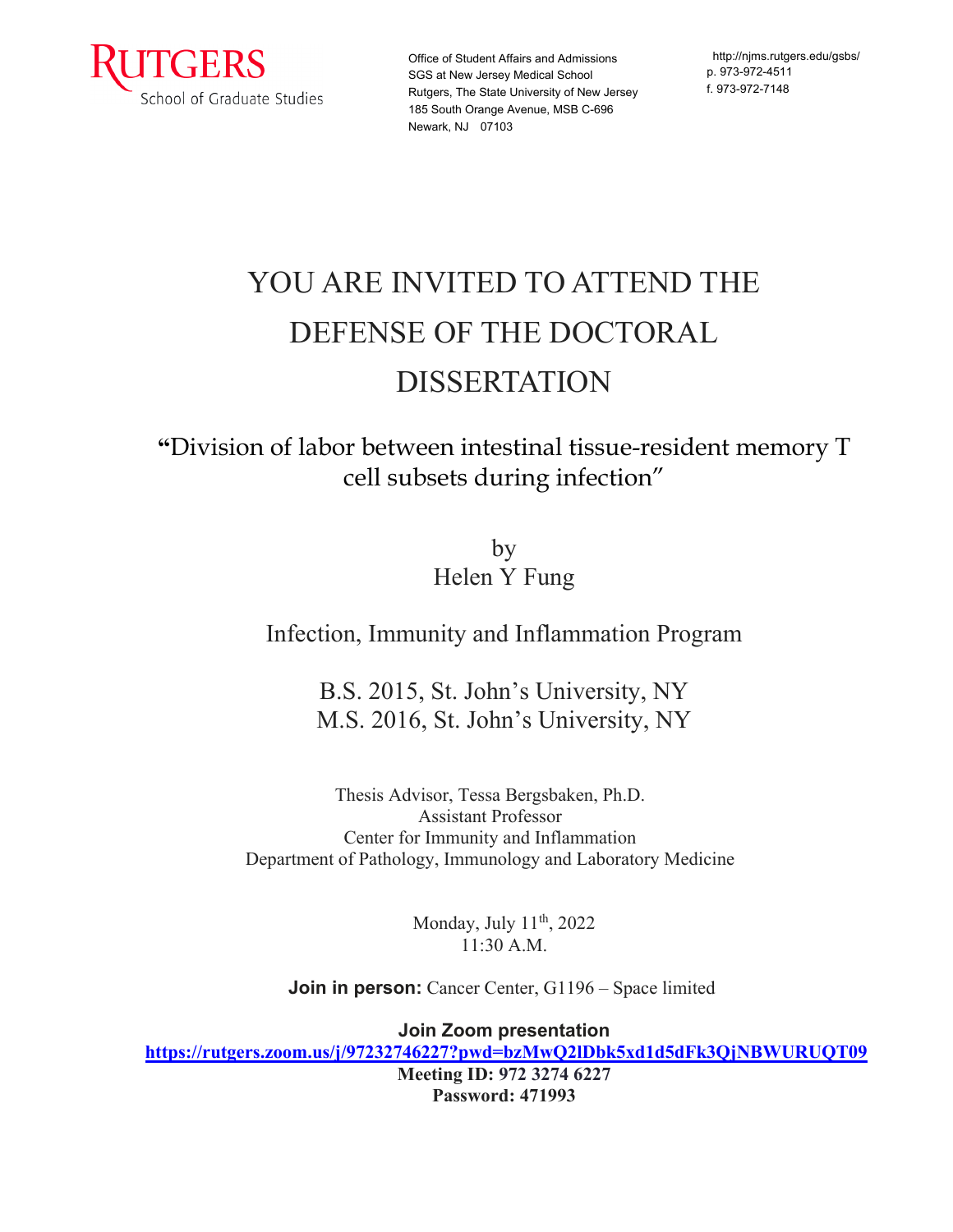RUTGERS
School of Graduate Studies

Office of Student Affairs and Admissions
SGS at New Jersey Medical School
Rutgers, The State University of New Jersey
185 South Orange Avenue, MSB C-696
Newark, NJ 07103

http://njms.rutgers.edu/gsbs/
p. 973-972-4511
f. 973-972-7148

# YOU ARE INVITED TO ATTEND THE DEFENSE OF THE DOCTORAL DISSERTATION

## "Division of labor between intestinal tissue-resident memory T cell subsets during infection"

by
Helen Y Fung

Infection, Immunity and Inflammation Program

B.S. 2015, St. John's University, NY
M.S. 2016, St. John's University, NY

Thesis Advisor, Tessa Bergsbaken, Ph.D.
Assistant Professor
Center for Immunity and Inflammation
Department of Pathology, Immunology and Laboratory Medicine

Monday, July 11th, 2022
11:30 A.M.

**Join in person:** Cancer Center, G1196 – Space limited

**Join Zoom presentation**
**https://rutgers.zoom.us/j/97232746227?pwd=bzMwQ2lDbk5xd1d5dFk3QjNBWURUQT09**
**Meeting ID: 972 3274 6227**
**Password: 471993**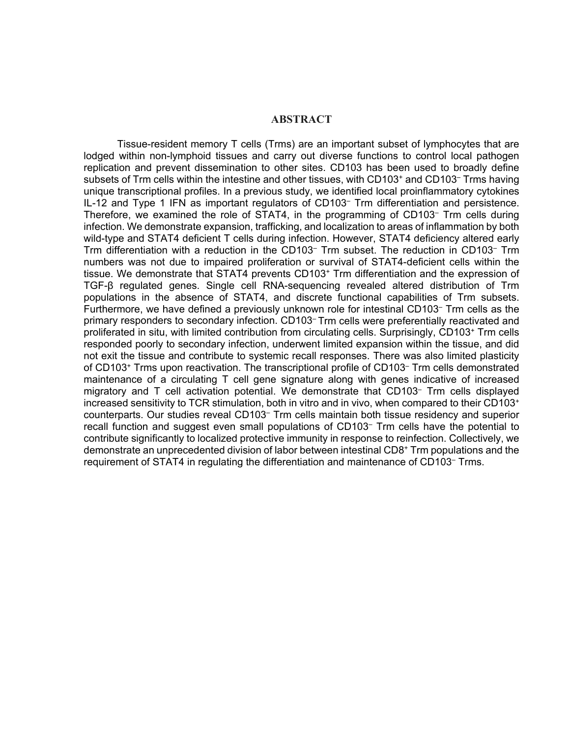# ABSTRACT

Tissue-resident memory T cells (Trms) are an important subset of lymphocytes that are lodged within non-lymphoid tissues and carry out diverse functions to control local pathogen replication and prevent dissemination to other sites. CD103 has been used to broadly define subsets of Trm cells within the intestine and other tissues, with $CD103^{+}$ and $CD103^{-}$ Trms having unique transcriptional profiles. In a previous study, we identified local proinflammatory cytokines IL-12 and Type 1 IFN as important regulators of $CD103^{-}$ Trm differentiation and persistence. Therefore, we examined the role of STAT4, in the programming of $CD103^{-}$ Trm cells during infection. We demonstrate expansion, trafficking, and localization to areas of inflammation by both wild-type and STAT4 deficient T cells during infection. However, STAT4 deficiency altered early Trm differentiation with a reduction in the $CD103^{-}$ Trm subset. The reduction in $CD103^{-}$ Trm numbers was not due to impaired proliferation or survival of STAT4-deficient cells within the tissue. We demonstrate that STAT4 prevents $CD103^{+}$ Trm differentiation and the expression of TGF-β regulated genes. Single cell RNA-sequencing revealed altered distribution of Trm populations in the absence of STAT4, and discrete functional capabilities of Trm subsets. Furthermore, we have defined a previously unknown role for intestinal $CD103^{-}$ Trm cells as the primary responders to secondary infection. $CD103^{-}$ Trm cells were preferentially reactivated and proliferated in situ, with limited contribution from circulating cells. Surprisingly, $CD103^{+}$ Trm cells responded poorly to secondary infection, underwent limited expansion within the tissue, and did not exit the tissue and contribute to systemic recall responses. There was also limited plasticity of $CD103^{+}$ Trms upon reactivation. The transcriptional profile of $CD103^{-}$ Trm cells demonstrated maintenance of a circulating T cell gene signature along with genes indicative of increased migratory and T cell activation potential. We demonstrate that $CD103^{-}$ Trm cells displayed increased sensitivity to TCR stimulation, both in vitro and in vivo, when compared to their $CD103^{+}$ counterparts. Our studies reveal $CD103^{-}$ Trm cells maintain both tissue residency and superior recall function and suggest even small populations of $CD103^{-}$ Trm cells have the potential to contribute significantly to localized protective immunity in response to reinfection. Collectively, we demonstrate an unprecedented division of labor between intestinal $CD8^{+}$ Trm populations and the requirement of STAT4 in regulating the differentiation and maintenance of $CD103^{-}$ Trms.